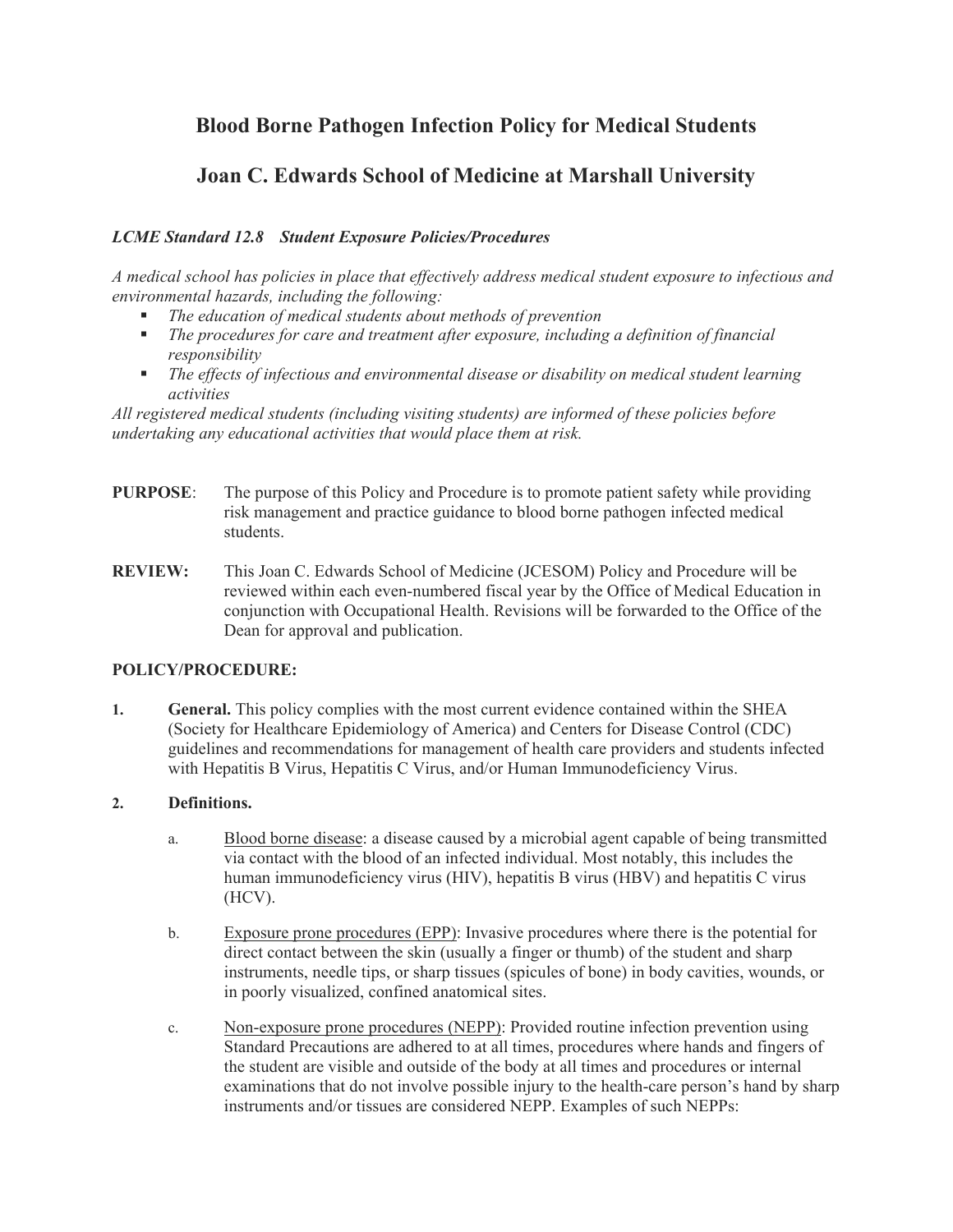# Blood Borne Pathogen Infection Policy for Medical Students

# Joan C. Edwards School of Medicine at Marshall University

***LCME Standard 12.8 Student Exposure Policies/Procedures***

*A medical school has policies in place that effectively address medical student exposure to infectious and environmental hazards, including the following:*

- *The education of medical students about methods of prevention*
- *The procedures for care and treatment after exposure, including a definition of financial responsibility*
- *The effects of infectious and environmental disease or disability on medical student learning activities*

*All registered medical students (including visiting students) are informed of these policies before undertaking any educational activities that would place them at risk.*

**PURPOSE**: The purpose of this Policy and Procedure is to promote patient safety while providing risk management and practice guidance to blood borne pathogen infected medical students.

**REVIEW:** This Joan C. Edwards School of Medicine (JCESOM) Policy and Procedure will be reviewed within each even-numbered fiscal year by the Office of Medical Education in conjunction with Occupational Health. Revisions will be forwarded to the Office of the Dean for approval and publication.

**POLICY/PROCEDURE:**

**1. General.** This policy complies with the most current evidence contained within the SHEA (Society for Healthcare Epidemiology of America) and Centers for Disease Control (CDC) guidelines and recommendations for management of health care providers and students infected with Hepatitis B Virus, Hepatitis C Virus, and/or Human Immunodeficiency Virus.

**2. Definitions.**

a. Blood borne disease: a disease caused by a microbial agent capable of being transmitted via contact with the blood of an infected individual. Most notably, this includes the human immunodeficiency virus (HIV), hepatitis B virus (HBV) and hepatitis C virus (HCV).

b. Exposure prone procedures (EPP): Invasive procedures where there is the potential for direct contact between the skin (usually a finger or thumb) of the student and sharp instruments, needle tips, or sharp tissues (spicules of bone) in body cavities, wounds, or in poorly visualized, confined anatomical sites.

c. Non-exposure prone procedures (NEPP): Provided routine infection prevention using Standard Precautions are adhered to at all times, procedures where hands and fingers of the student are visible and outside of the body at all times and procedures or internal examinations that do not involve possible injury to the health-care person's hand by sharp instruments and/or tissues are considered NEPP. Examples of such NEPPs: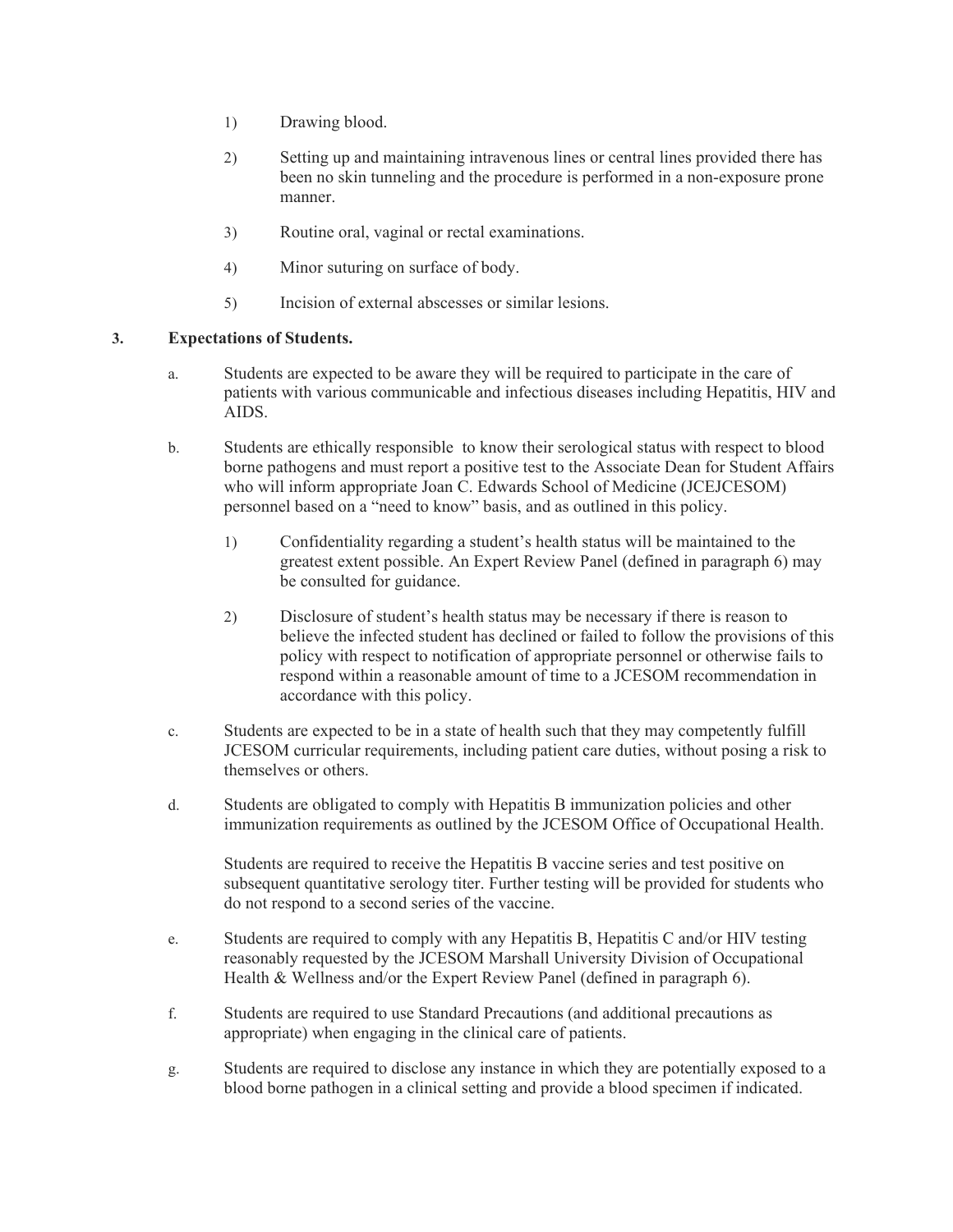1) Drawing blood.

2) Setting up and maintaining intravenous lines or central lines provided there has been no skin tunneling and the procedure is performed in a non-exposure prone manner.

3) Routine oral, vaginal or rectal examinations.

4) Minor suturing on surface of body.

5) Incision of external abscesses or similar lesions.

**3. Expectations of Students.**

a. Students are expected to be aware they will be required to participate in the care of patients with various communicable and infectious diseases including Hepatitis, HIV and AIDS.

b. Students are ethically responsible  to know their serological status with respect to blood borne pathogens and must report a positive test to the Associate Dean for Student Affairs who will inform appropriate Joan C. Edwards School of Medicine (JCEJCESOM) personnel based on a "need to know" basis, and as outlined in this policy.

   1) Confidentiality regarding a student's health status will be maintained to the greatest extent possible. An Expert Review Panel (defined in paragraph 6) may be consulted for guidance.

   2) Disclosure of student's health status may be necessary if there is reason to believe the infected student has declined or failed to follow the provisions of this policy with respect to notification of appropriate personnel or otherwise fails to respond within a reasonable amount of time to a JCESOM recommendation in accordance with this policy.

c. Students are expected to be in a state of health such that they may competently fulfill JCESOM curricular requirements, including patient care duties, without posing a risk to themselves or others.

d. Students are obligated to comply with Hepatitis B immunization policies and other immunization requirements as outlined by the JCESOM Office of Occupational Health.

   Students are required to receive the Hepatitis B vaccine series and test positive on subsequent quantitative serology titer. Further testing will be provided for students who do not respond to a second series of the vaccine.

e. Students are required to comply with any Hepatitis B, Hepatitis C and/or HIV testing reasonably requested by the JCESOM Marshall University Division of Occupational Health & Wellness and/or the Expert Review Panel (defined in paragraph 6).

f. Students are required to use Standard Precautions (and additional precautions as appropriate) when engaging in the clinical care of patients.

g. Students are required to disclose any instance in which they are potentially exposed to a blood borne pathogen in a clinical setting and provide a blood specimen if indicated.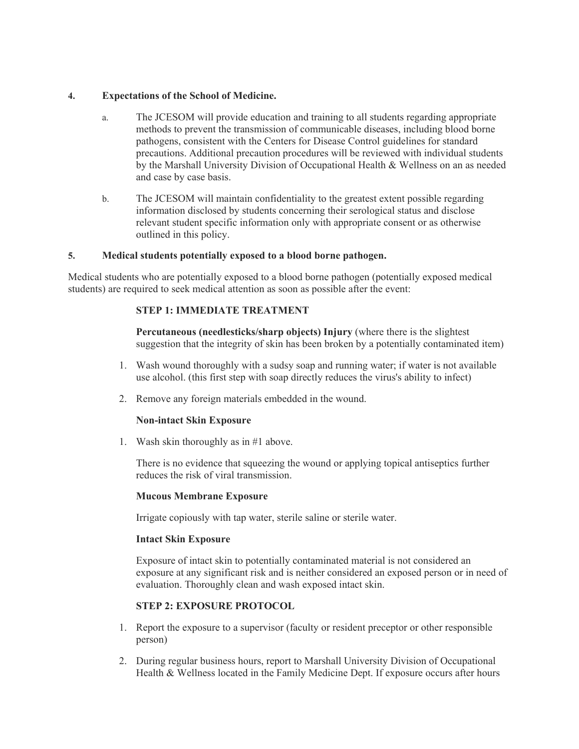**4. Expectations of the School of Medicine.**

a. The JCESOM will provide education and training to all students regarding appropriate methods to prevent the transmission of communicable diseases, including blood borne pathogens, consistent with the Centers for Disease Control guidelines for standard precautions. Additional precaution procedures will be reviewed with individual students by the Marshall University Division of Occupational Health & Wellness on an as needed and case by case basis.

b. The JCESOM will maintain confidentiality to the greatest extent possible regarding information disclosed by students concerning their serological status and disclose relevant student specific information only with appropriate consent or as otherwise outlined in this policy.

**5. Medical students potentially exposed to a blood borne pathogen.**

Medical students who are potentially exposed to a blood borne pathogen (potentially exposed medical students) are required to seek medical attention as soon as possible after the event:

**STEP 1: IMMEDIATE TREATMENT**

**Percutaneous (needlesticks/sharp objects) Injury** (where there is the slightest suggestion that the integrity of skin has been broken by a potentially contaminated item)

1. Wash wound thoroughly with a sudsy soap and running water; if water is not available use alcohol. (this first step with soap directly reduces the virus's ability to infect)
2. Remove any foreign materials embedded in the wound.

**Non-intact Skin Exposure**

1. Wash skin thoroughly as in #1 above.

There is no evidence that squeezing the wound or applying topical antiseptics further reduces the risk of viral transmission.

**Mucous Membrane Exposure**

Irrigate copiously with tap water, sterile saline or sterile water.

**Intact Skin Exposure**

Exposure of intact skin to potentially contaminated material is not considered an exposure at any significant risk and is neither considered an exposed person or in need of evaluation. Thoroughly clean and wash exposed intact skin.

**STEP 2: EXPOSURE PROTOCOL**

1. Report the exposure to a supervisor (faculty or resident preceptor or other responsible person)
2. During regular business hours, report to Marshall University Division of Occupational Health & Wellness located in the Family Medicine Dept. If exposure occurs after hours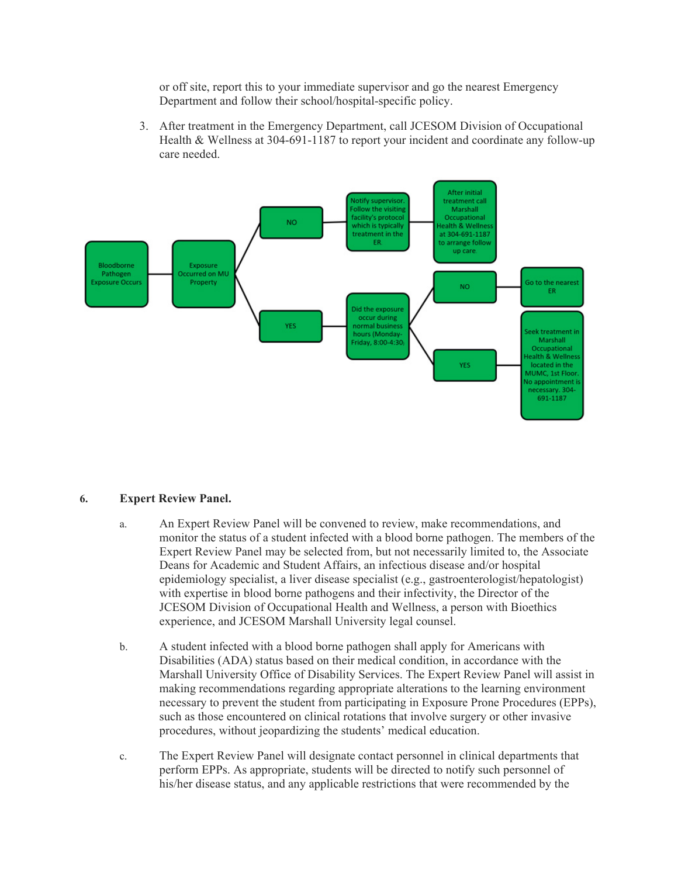or off site, report this to your immediate supervisor and go the nearest Emergency Department and follow their school/hospital-specific policy.

3. After treatment in the Emergency Department, call JCESOM Division of Occupational Health & Wellness at 304-691-1187 to report your incident and coordinate any follow-up care needed.

- Bloodborne Pathogen Exposure Occurs
  - Exposure Occurred on MU Property
    - NO
      - Notify supervisor. Follow the visiting facility's protocol which is typically treatment in the ER.
        - After initial treatment call Marshall Occupational Health & Wellness at 304-691-1187 to arrange follow up care.
    - YES
      - Did the exposure occur during normal business hours (Monday-Friday, 8:00-4:30)
        - NO
          - Go to the nearest ER
        - YES
          - Seek treatment in Marshall Occupational Health & Wellness located in the MUMC, 1st Floor. No appointment is necessary. 304-691-1187

## 6. Expert Review Panel.

a. An Expert Review Panel will be convened to review, make recommendations, and monitor the status of a student infected with a blood borne pathogen. The members of the Expert Review Panel may be selected from, but not necessarily limited to, the Associate Deans for Academic and Student Affairs, an infectious disease and/or hospital epidemiology specialist, a liver disease specialist (e.g., gastroenterologist/hepatologist) with expertise in blood borne pathogens and their infectivity, the Director of the JCESOM Division of Occupational Health and Wellness, a person with Bioethics experience, and JCESOM Marshall University legal counsel.

b. A student infected with a blood borne pathogen shall apply for Americans with Disabilities (ADA) status based on their medical condition, in accordance with the Marshall University Office of Disability Services. The Expert Review Panel will assist in making recommendations regarding appropriate alterations to the learning environment necessary to prevent the student from participating in Exposure Prone Procedures (EPPs), such as those encountered on clinical rotations that involve surgery or other invasive procedures, without jeopardizing the students' medical education.

c. The Expert Review Panel will designate contact personnel in clinical departments that perform EPPs. As appropriate, students will be directed to notify such personnel of his/her disease status, and any applicable restrictions that were recommended by the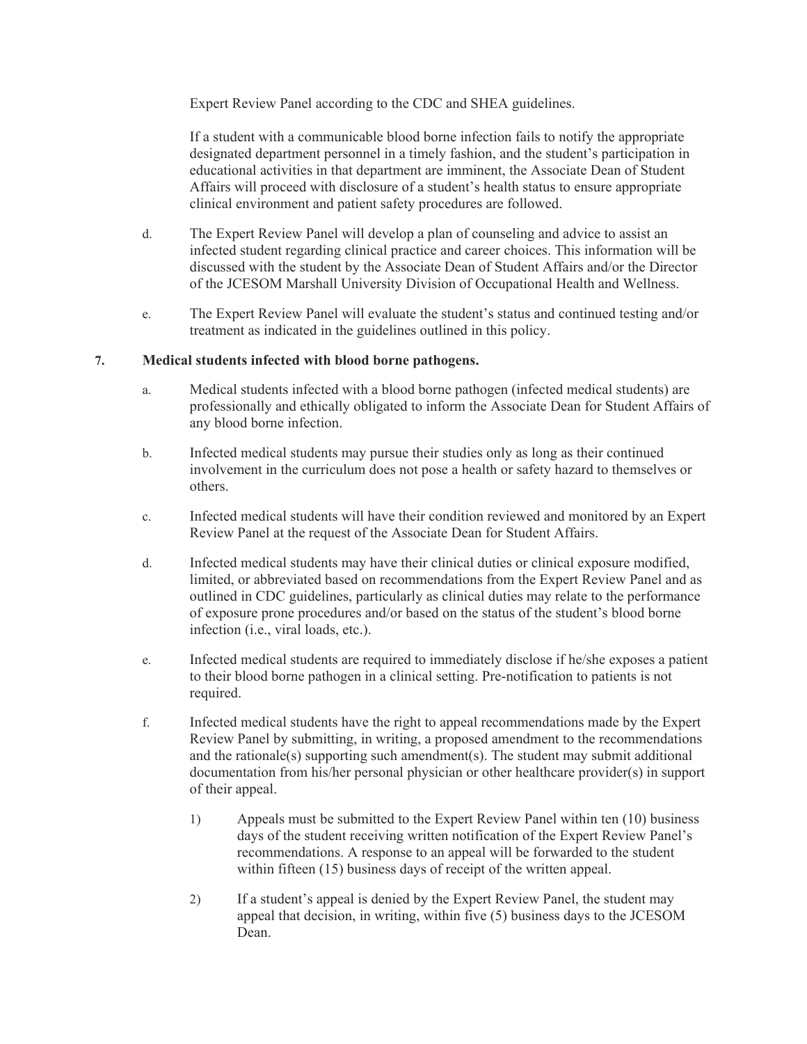Expert Review Panel according to the CDC and SHEA guidelines.

If a student with a communicable blood borne infection fails to notify the appropriate designated department personnel in a timely fashion, and the student's participation in educational activities in that department are imminent, the Associate Dean of Student Affairs will proceed with disclosure of a student's health status to ensure appropriate clinical environment and patient safety procedures are followed.

d. The Expert Review Panel will develop a plan of counseling and advice to assist an infected student regarding clinical practice and career choices. This information will be discussed with the student by the Associate Dean of Student Affairs and/or the Director of the JCESOM Marshall University Division of Occupational Health and Wellness.

e. The Expert Review Panel will evaluate the student's status and continued testing and/or treatment as indicated in the guidelines outlined in this policy.

**7. Medical students infected with blood borne pathogens.**

a. Medical students infected with a blood borne pathogen (infected medical students) are professionally and ethically obligated to inform the Associate Dean for Student Affairs of any blood borne infection.

b. Infected medical students may pursue their studies only as long as their continued involvement in the curriculum does not pose a health or safety hazard to themselves or others.

c. Infected medical students will have their condition reviewed and monitored by an Expert Review Panel at the request of the Associate Dean for Student Affairs.

d. Infected medical students may have their clinical duties or clinical exposure modified, limited, or abbreviated based on recommendations from the Expert Review Panel and as outlined in CDC guidelines, particularly as clinical duties may relate to the performance of exposure prone procedures and/or based on the status of the student's blood borne infection (i.e., viral loads, etc.).

e. Infected medical students are required to immediately disclose if he/she exposes a patient to their blood borne pathogen in a clinical setting. Pre-notification to patients is not required.

f. Infected medical students have the right to appeal recommendations made by the Expert Review Panel by submitting, in writing, a proposed amendment to the recommendations and the rationale(s) supporting such amendment(s). The student may submit additional documentation from his/her personal physician or other healthcare provider(s) in support of their appeal.

1) Appeals must be submitted to the Expert Review Panel within ten (10) business days of the student receiving written notification of the Expert Review Panel's recommendations. A response to an appeal will be forwarded to the student within fifteen (15) business days of receipt of the written appeal.

2) If a student's appeal is denied by the Expert Review Panel, the student may appeal that decision, in writing, within five (5) business days to the JCESOM Dean.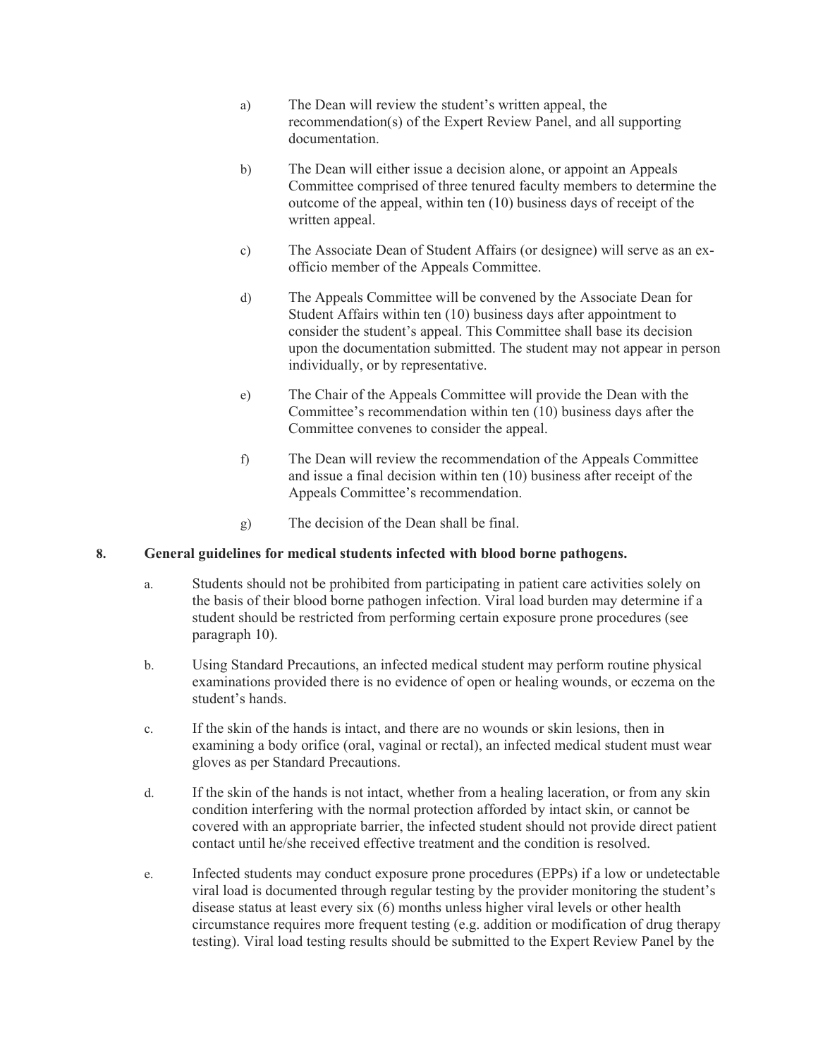a) The Dean will review the student's written appeal, the recommendation(s) of the Expert Review Panel, and all supporting documentation.

b) The Dean will either issue a decision alone, or appoint an Appeals Committee comprised of three tenured faculty members to determine the outcome of the appeal, within ten (10) business days of receipt of the written appeal.

c) The Associate Dean of Student Affairs (or designee) will serve as an ex-officio member of the Appeals Committee.

d) The Appeals Committee will be convened by the Associate Dean for Student Affairs within ten (10) business days after appointment to consider the student's appeal. This Committee shall base its decision upon the documentation submitted. The student may not appear in person individually, or by representative.

e) The Chair of the Appeals Committee will provide the Dean with the Committee's recommendation within ten (10) business days after the Committee convenes to consider the appeal.

f) The Dean will review the recommendation of the Appeals Committee and issue a final decision within ten (10) business after receipt of the Appeals Committee's recommendation.

g) The decision of the Dean shall be final.

**8. General guidelines for medical students infected with blood borne pathogens.**

a. Students should not be prohibited from participating in patient care activities solely on the basis of their blood borne pathogen infection. Viral load burden may determine if a student should be restricted from performing certain exposure prone procedures (see paragraph 10).

b. Using Standard Precautions, an infected medical student may perform routine physical examinations provided there is no evidence of open or healing wounds, or eczema on the student's hands.

c. If the skin of the hands is intact, and there are no wounds or skin lesions, then in examining a body orifice (oral, vaginal or rectal), an infected medical student must wear gloves as per Standard Precautions.

d. If the skin of the hands is not intact, whether from a healing laceration, or from any skin condition interfering with the normal protection afforded by intact skin, or cannot be covered with an appropriate barrier, the infected student should not provide direct patient contact until he/she received effective treatment and the condition is resolved.

e. Infected students may conduct exposure prone procedures (EPPs) if a low or undetectable viral load is documented through regular testing by the provider monitoring the student's disease status at least every six (6) months unless higher viral levels or other health circumstance requires more frequent testing (e.g. addition or modification of drug therapy testing). Viral load testing results should be submitted to the Expert Review Panel by the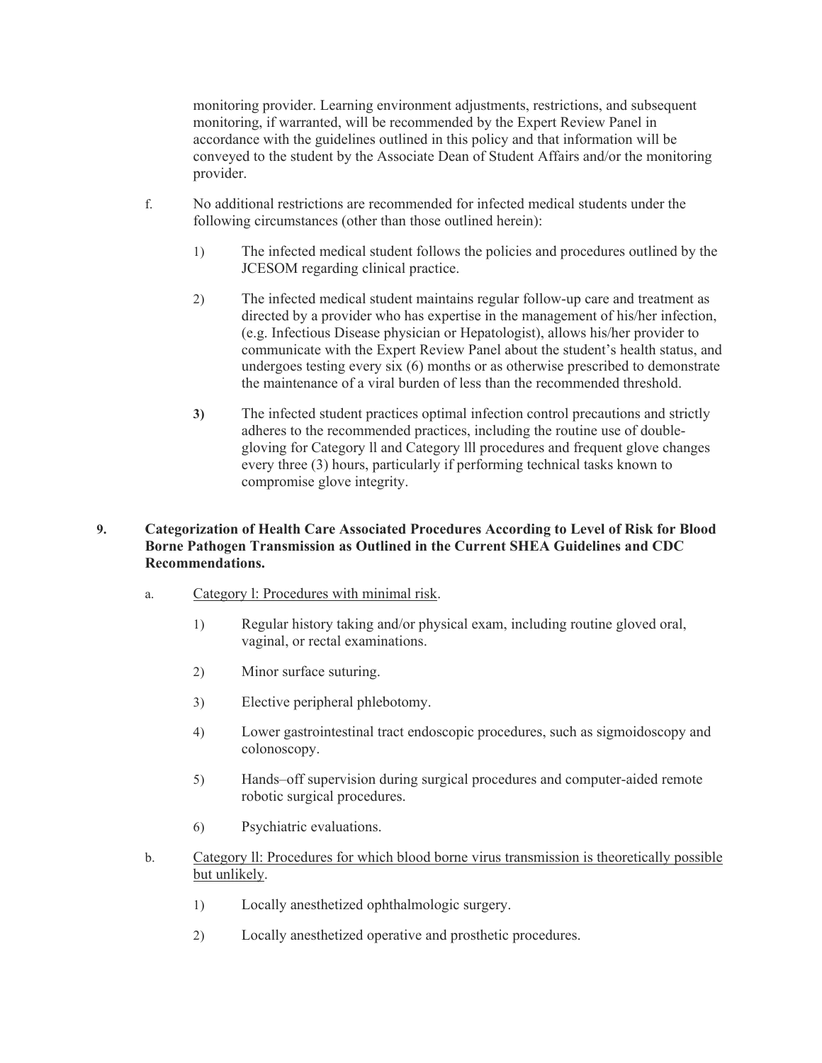monitoring provider. Learning environment adjustments, restrictions, and subsequent monitoring, if warranted, will be recommended by the Expert Review Panel in accordance with the guidelines outlined in this policy and that information will be conveyed to the student by the Associate Dean of Student Affairs and/or the monitoring provider.

f. No additional restrictions are recommended for infected medical students under the following circumstances (other than those outlined herein):

   1) The infected medical student follows the policies and procedures outlined by the JCESOM regarding clinical practice.

   2) The infected medical student maintains regular follow-up care and treatment as directed by a provider who has expertise in the management of his/her infection, (e.g. Infectious Disease physician or Hepatologist), allows his/her provider to communicate with the Expert Review Panel about the student's health status, and undergoes testing every six (6) months or as otherwise prescribed to demonstrate the maintenance of a viral burden of less than the recommended threshold.

   **3)** The infected student practices optimal infection control precautions and strictly adheres to the recommended practices, including the routine use of double-gloving for Category ll and Category lll procedures and frequent glove changes every three (3) hours, particularly if performing technical tasks known to compromise glove integrity.

**9. Categorization of Health Care Associated Procedures According to Level of Risk for Blood Borne Pathogen Transmission as Outlined in the Current SHEA Guidelines and CDC Recommendations.**

a. <u>Category l: Procedures with minimal risk</u>.

   1) Regular history taking and/or physical exam, including routine gloved oral, vaginal, or rectal examinations.

   2) Minor surface suturing.

   3) Elective peripheral phlebotomy.

   4) Lower gastrointestinal tract endoscopic procedures, such as sigmoidoscopy and colonoscopy.

   5) Hands–off supervision during surgical procedures and computer-aided remote robotic surgical procedures.

   6) Psychiatric evaluations.

b. <u>Category ll: Procedures for which blood borne virus transmission is theoretically possible but unlikely</u>.

   1) Locally anesthetized ophthalmologic surgery.

   2) Locally anesthetized operative and prosthetic procedures.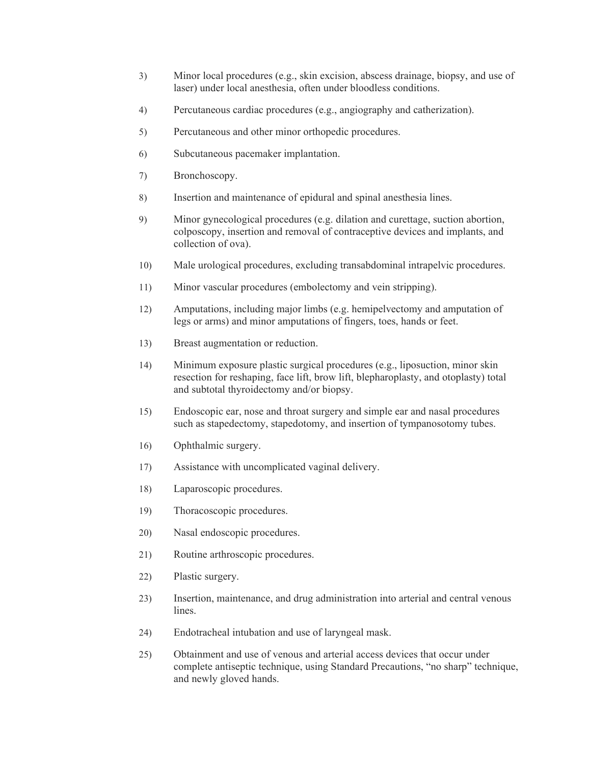3) Minor local procedures (e.g., skin excision, abscess drainage, biopsy, and use of laser) under local anesthesia, often under bloodless conditions.

4) Percutaneous cardiac procedures (e.g., angiography and catherization).

5) Percutaneous and other minor orthopedic procedures.

6) Subcutaneous pacemaker implantation.

7) Bronchoscopy.

8) Insertion and maintenance of epidural and spinal anesthesia lines.

9) Minor gynecological procedures (e.g. dilation and curettage, suction abortion, colposcopy, insertion and removal of contraceptive devices and implants, and collection of ova).

10) Male urological procedures, excluding transabdominal intrapelvic procedures.

11) Minor vascular procedures (embolectomy and vein stripping).

12) Amputations, including major limbs (e.g. hemipelvectomy and amputation of legs or arms) and minor amputations of fingers, toes, hands or feet.

13) Breast augmentation or reduction.

14) Minimum exposure plastic surgical procedures (e.g., liposuction, minor skin resection for reshaping, face lift, brow lift, blepharoplasty, and otoplasty) total and subtotal thyroidectomy and/or biopsy.

15) Endoscopic ear, nose and throat surgery and simple ear and nasal procedures such as stapedectomy, stapedotomy, and insertion of tympanosotomy tubes.

16) Ophthalmic surgery.

17) Assistance with uncomplicated vaginal delivery.

18) Laparoscopic procedures.

19) Thoracoscopic procedures.

20) Nasal endoscopic procedures.

21) Routine arthroscopic procedures.

22) Plastic surgery.

23) Insertion, maintenance, and drug administration into arterial and central venous lines.

24) Endotracheal intubation and use of laryngeal mask.

25) Obtainment and use of venous and arterial access devices that occur under complete antiseptic technique, using Standard Precautions, "no sharp" technique, and newly gloved hands.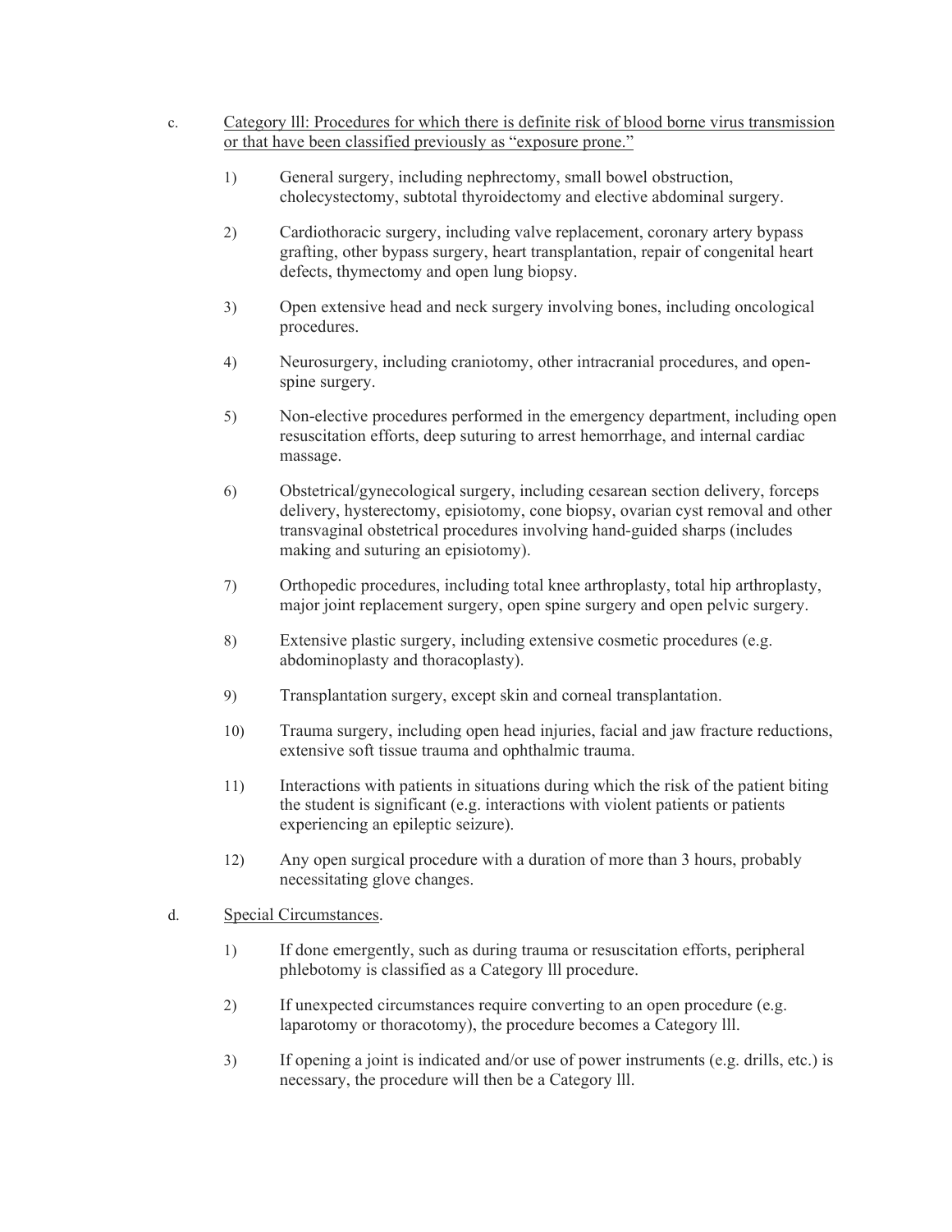c. <u>Category lll: Procedures for which there is definite risk of blood borne virus transmission or that have been classified previously as "exposure prone."</u>

1) General surgery, including nephrectomy, small bowel obstruction, cholecystectomy, subtotal thyroidectomy and elective abdominal surgery.

2) Cardiothoracic surgery, including valve replacement, coronary artery bypass grafting, other bypass surgery, heart transplantation, repair of congenital heart defects, thymectomy and open lung biopsy.

3) Open extensive head and neck surgery involving bones, including oncological procedures.

4) Neurosurgery, including craniotomy, other intracranial procedures, and open-spine surgery.

5) Non-elective procedures performed in the emergency department, including open resuscitation efforts, deep suturing to arrest hemorrhage, and internal cardiac massage.

6) Obstetrical/gynecological surgery, including cesarean section delivery, forceps delivery, hysterectomy, episiotomy, cone biopsy, ovarian cyst removal and other transvaginal obstetrical procedures involving hand-guided sharps (includes making and suturing an episiotomy).

7) Orthopedic procedures, including total knee arthroplasty, total hip arthroplasty, major joint replacement surgery, open spine surgery and open pelvic surgery.

8) Extensive plastic surgery, including extensive cosmetic procedures (e.g. abdominoplasty and thoracoplasty).

9) Transplantation surgery, except skin and corneal transplantation.

10) Trauma surgery, including open head injuries, facial and jaw fracture reductions, extensive soft tissue trauma and ophthalmic trauma.

11) Interactions with patients in situations during which the risk of the patient biting the student is significant (e.g. interactions with violent patients or patients experiencing an epileptic seizure).

12) Any open surgical procedure with a duration of more than 3 hours, probably necessitating glove changes.

d. <u>Special Circumstances</u>.

1) If done emergently, such as during trauma or resuscitation efforts, peripheral phlebotomy is classified as a Category lll procedure.

2) If unexpected circumstances require converting to an open procedure (e.g. laparotomy or thoracotomy), the procedure becomes a Category lll.

3) If opening a joint is indicated and/or use of power instruments (e.g. drills, etc.) is necessary, the procedure will then be a Category lll.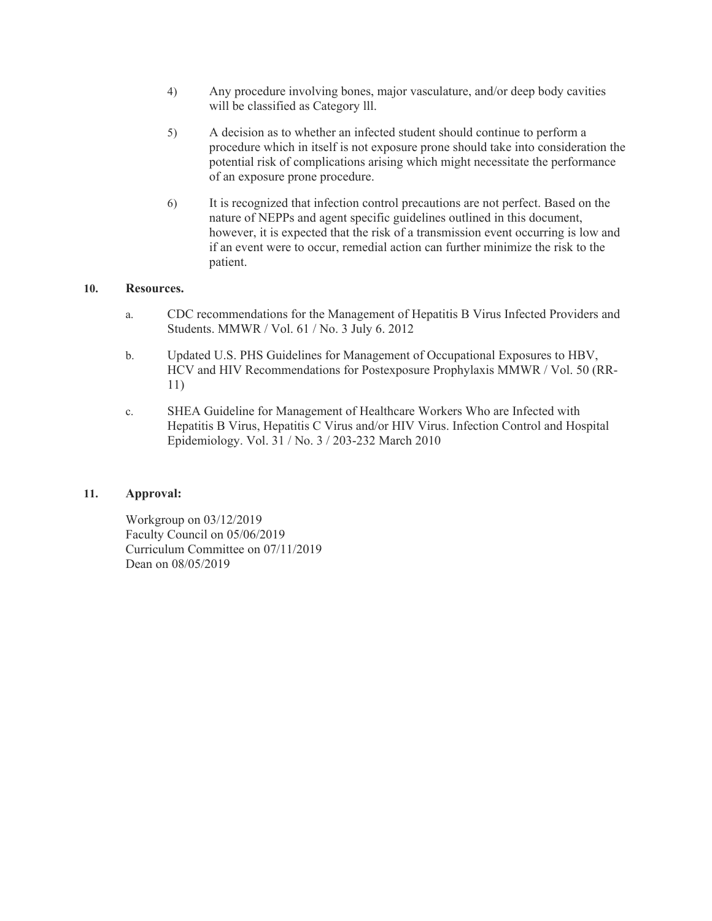4) Any procedure involving bones, major vasculature, and/or deep body cavities will be classified as Category lll.

5) A decision as to whether an infected student should continue to perform a procedure which in itself is not exposure prone should take into consideration the potential risk of complications arising which might necessitate the performance of an exposure prone procedure.

6) It is recognized that infection control precautions are not perfect. Based on the nature of NEPPs and agent specific guidelines outlined in this document, however, it is expected that the risk of a transmission event occurring is low and if an event were to occur, remedial action can further minimize the risk to the patient.

## 10. Resources.

a. CDC recommendations for the Management of Hepatitis B Virus Infected Providers and Students. MMWR / Vol. 61 / No. 3 July 6. 2012

b. Updated U.S. PHS Guidelines for Management of Occupational Exposures to HBV, HCV and HIV Recommendations for Postexposure Prophylaxis MMWR / Vol. 50 (RR-11)

c. SHEA Guideline for Management of Healthcare Workers Who are Infected with Hepatitis B Virus, Hepatitis C Virus and/or HIV Virus. Infection Control and Hospital Epidemiology. Vol. 31 / No. 3 / 203-232 March 2010

## 11. Approval:

Workgroup on 03/12/2019
Faculty Council on 05/06/2019
Curriculum Committee on 07/11/2019
Dean on 08/05/2019